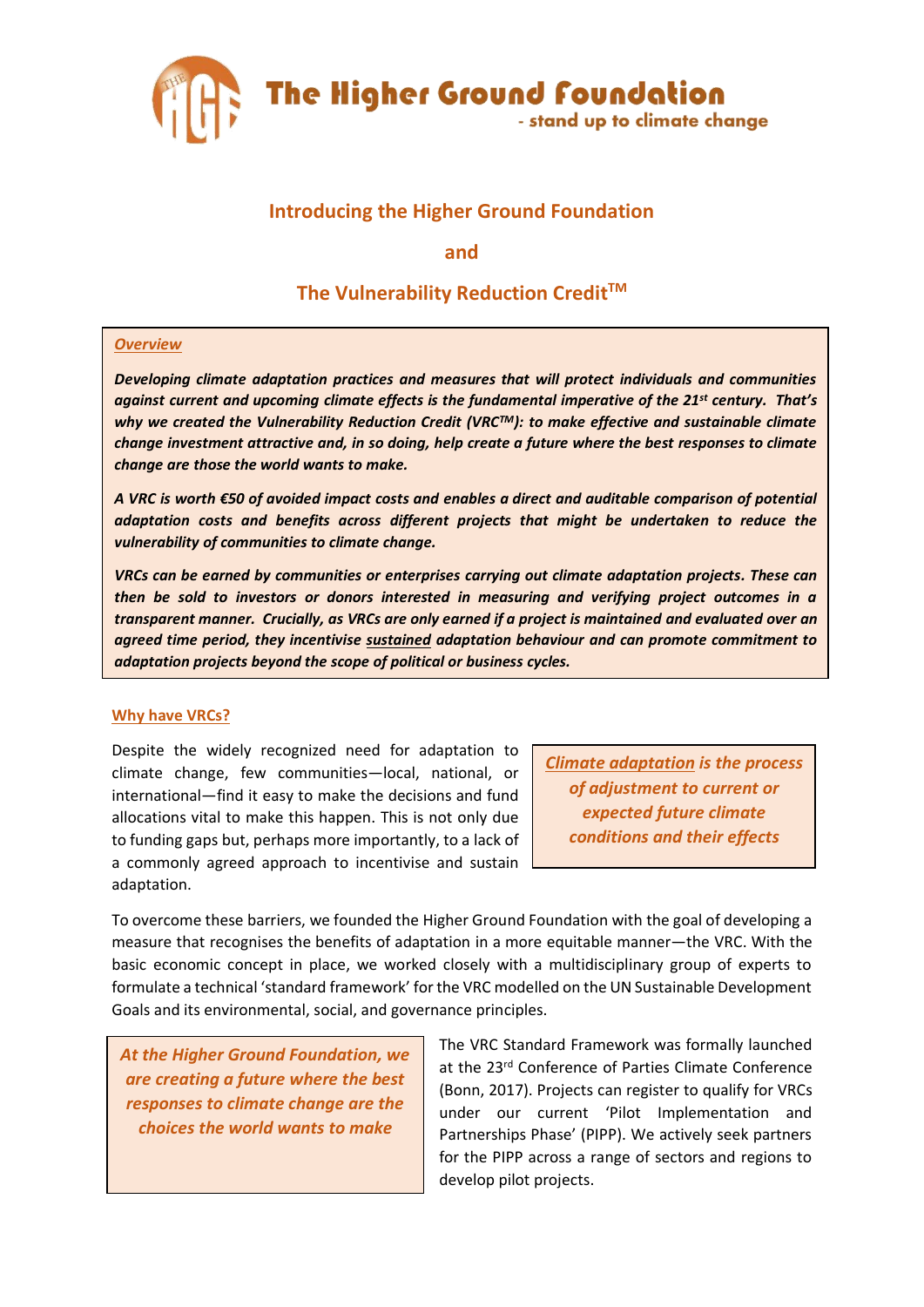# The Higher Ground Foundation

- stand up to climate change

## Introducing the Higher Ground Foundation

## and

## The Vulnerability Reduction Credit™

***Overview***

***Developing climate adaptation practices and measures that will protect individuals and communities against current and upcoming climate effects is the fundamental imperative of the 21st century. That's why we created the Vulnerability Reduction Credit (VRC™): to make effective and sustainable climate change investment attractive and, in so doing, help create a future where the best responses to climate change are those the world wants to make.***

***A VRC is worth €50 of avoided impact costs and enables a direct and auditable comparison of potential adaptation costs and benefits across different projects that might be undertaken to reduce the vulnerability of communities to climate change.***

***VRCs can be earned by communities or enterprises carrying out climate adaptation projects. These can then be sold to investors or donors interested in measuring and verifying project outcomes in a transparent manner. Crucially, as VRCs are only earned if a project is maintained and evaluated over an agreed time period, they incentivise sustained adaptation behaviour and can promote commitment to adaptation projects beyond the scope of political or business cycles.***

### Why have VRCs?

Despite the widely recognized need for adaptation to climate change, few communities—local, national, or international—find it easy to make the decisions and fund allocations vital to make this happen. This is not only due to funding gaps but, perhaps more importantly, to a lack of a commonly agreed approach to incentivise and sustain adaptation.

> ***Climate adaptation is the process of adjustment to current or expected future climate conditions and their effects***

To overcome these barriers, we founded the Higher Ground Foundation with the goal of developing a measure that recognises the benefits of adaptation in a more equitable manner—the VRC. With the basic economic concept in place, we worked closely with a multidisciplinary group of experts to formulate a technical 'standard framework' for the VRC modelled on the UN Sustainable Development Goals and its environmental, social, and governance principles.

> ***At the Higher Ground Foundation, we are creating a future where the best responses to climate change are the choices the world wants to make***

The VRC Standard Framework was formally launched at the 23rd Conference of Parties Climate Conference (Bonn, 2017). Projects can register to qualify for VRCs under our current 'Pilot Implementation and Partnerships Phase' (PIPP). We actively seek partners for the PIPP across a range of sectors and regions to develop pilot projects.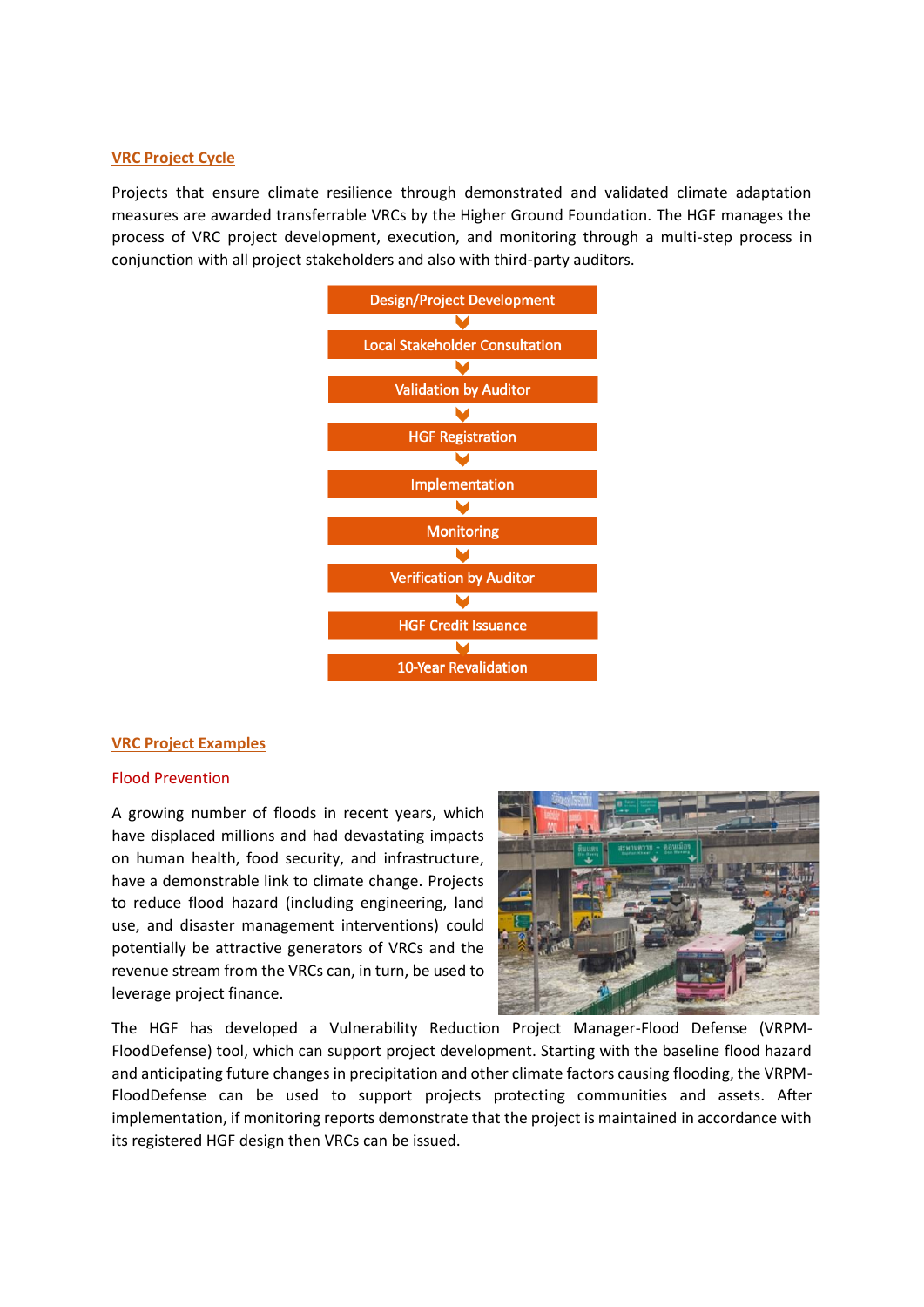## VRC Project Cycle

Projects that ensure climate resilience through demonstrated and validated climate adaptation measures are awarded transferrable VRCs by the Higher Ground Foundation. The HGF manages the process of VRC project development, execution, and monitoring through a multi-step process in conjunction with all project stakeholders and also with third-party auditors.

1. Design/Project Development
2. Local Stakeholder Consultation
3. Validation by Auditor
4. HGF Registration
5. Implementation
6. Monitoring
7. Verification by Auditor
8. HGF Credit Issuance
9. 10-Year Revalidation

## VRC Project Examples

### Flood Prevention

A growing number of floods in recent years, which have displaced millions and had devastating impacts on human health, food security, and infrastructure, have a demonstrable link to climate change. Projects to reduce flood hazard (including engineering, land use, and disaster management interventions) could potentially be attractive generators of VRCs and the revenue stream from the VRCs can, in turn, be used to leverage project finance.

The HGF has developed a Vulnerability Reduction Project Manager-Flood Defense (VRPM-FloodDefense) tool, which can support project development. Starting with the baseline flood hazard and anticipating future changes in precipitation and other climate factors causing flooding, the VRPM-FloodDefense can be used to support projects protecting communities and assets. After implementation, if monitoring reports demonstrate that the project is maintained in accordance with its registered HGF design then VRCs can be issued.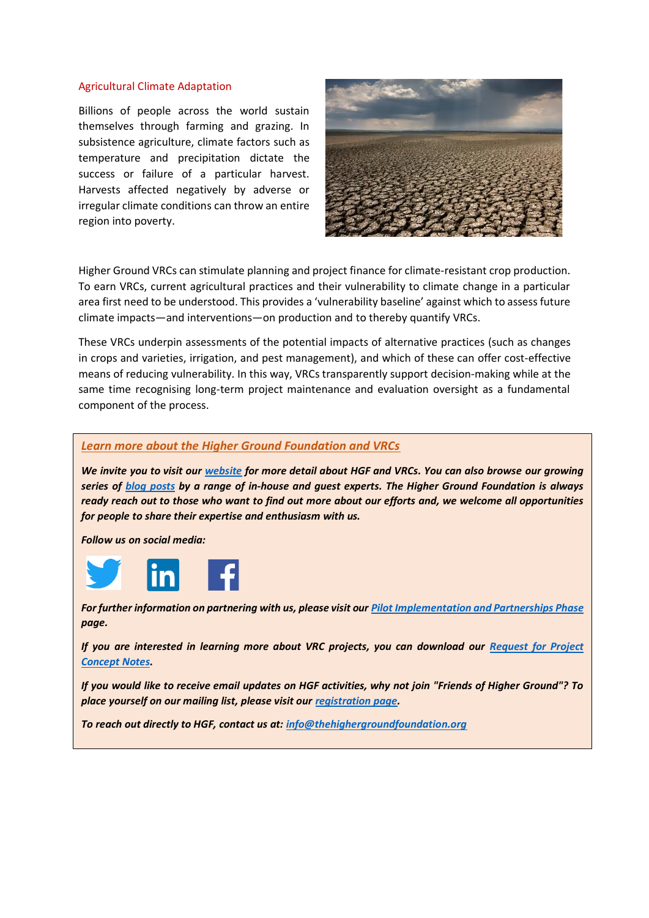## Agricultural Climate Adaptation

Billions of people across the world sustain themselves through farming and grazing. In subsistence agriculture, climate factors such as temperature and precipitation dictate the success or failure of a particular harvest. Harvests affected negatively by adverse or irregular climate conditions can throw an entire region into poverty.

Higher Ground VRCs can stimulate planning and project finance for climate-resistant crop production. To earn VRCs, current agricultural practices and their vulnerability to climate change in a particular area first need to be understood. This provides a 'vulnerability baseline' against which to assess future climate impacts—and interventions—on production and to thereby quantify VRCs.

These VRCs underpin assessments of the potential impacts of alternative practices (such as changes in crops and varieties, irrigation, and pest management), and which of these can offer cost-effective means of reducing vulnerability. In this way, VRCs transparently support decision-making while at the same time recognising long-term project maintenance and evaluation oversight as a fundamental component of the process.

### *Learn more about the Higher Ground Foundation and VRCs*

***We invite you to visit our website for more detail about HGF and VRCs. You can also browse our growing series of blog posts by a range of in-house and guest experts. The Higher Ground Foundation is always ready reach out to those who want to find out more about our efforts and, we welcome all opportunities for people to share their expertise and enthusiasm with us.***

***Follow us on social media:***

***For further information on partnering with us, please visit our Pilot Implementation and Partnerships Phase page.***

***If you are interested in learning more about VRC projects, you can download our Request for Project Concept Notes.***

***If you would like to receive email updates on HGF activities, why not join "Friends of Higher Ground"? To place yourself on our mailing list, please visit our registration page.***

***To reach out directly to HGF, contact us at: info@thehighergroundfoundation.org***